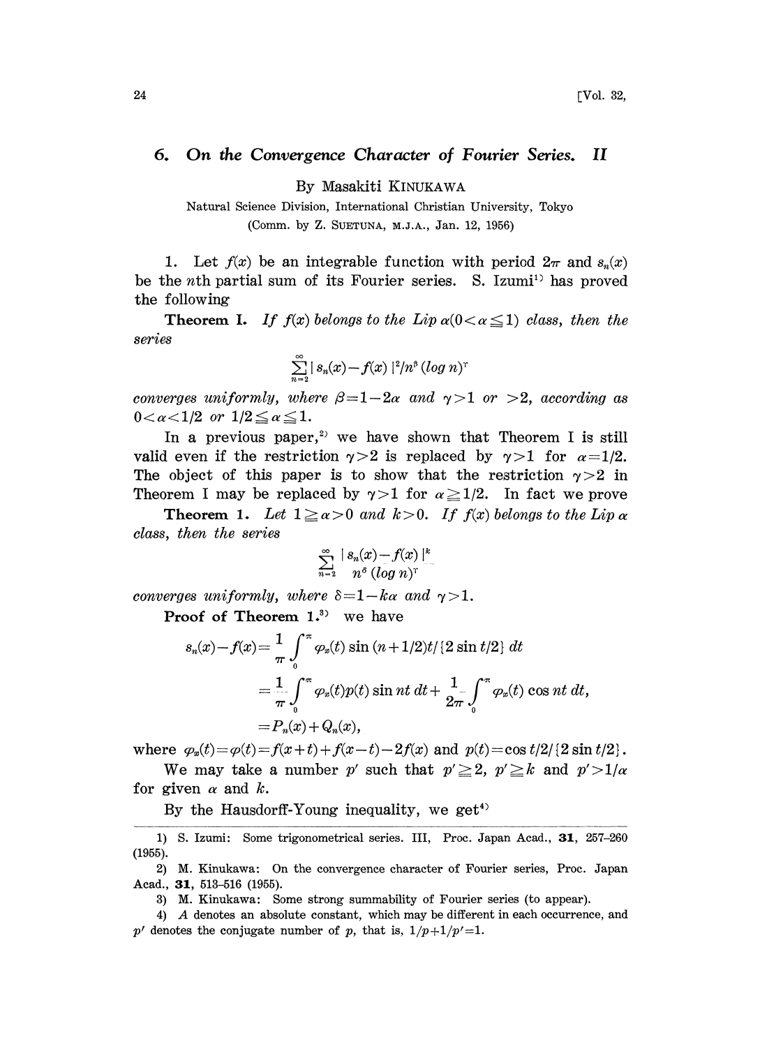# 6. On the Convergence Character of Fourier Series. II

By Masakiti KINUKAWA

Natural Science Division, International Christian University, Tokyo

(Comm. by Z. SUETUNA, M.J.A., Jan. 12, 1956)

1. Let $f(x)$ be an integrable function with period $2\pi$ and $s_n(x)$ be the $n$th partial sum of its Fourier series. S. Izumi[1] has proved the following

**Theorem I.** *If $f(x)$ belongs to the Lip $\alpha(0<\alpha\leqq 1)$ class, then the series*

$$\sum_{n=2}^{\infty} |s_n(x)-f(x)|^2/n^\beta (\log n)^\gamma$$

*converges uniformly, where $\beta=1-2\alpha$ and $\gamma>1$ or $>2$, according as $0<\alpha<1/2$ or $1/2\leqq\alpha\leqq 1$.*

In a previous paper,[2] we have shown that Theorem I is still valid even if the restriction $\gamma>2$ is replaced by $\gamma>1$ for $\alpha=1/2$. The object of this paper is to show that the restriction $\gamma>2$ in Theorem I may be replaced by $\gamma>1$ for $\alpha\geqq 1/2$. In fact we prove

**Theorem 1.** *Let $1\geqq\alpha>0$ and $k>0$. If $f(x)$ belongs to the Lip $\alpha$ class, then the series*

$$\sum_{n=2}^{\infty} \frac{|s_n(x)-f(x)|^k}{n^\delta (\log n)^\gamma}$$

*converges uniformly, where $\delta=1-k\alpha$ and $\gamma>1$.*

**Proof of Theorem 1.**[3] we have

$$\begin{aligned}
s_n(x)-f(x) &= \frac{1}{\pi}\int_0^\pi \varphi_x(t)\sin(n+1/2)t/\{2\sin t/2\}\,dt \\
&= \frac{1}{\pi}\int_0^\pi \varphi_x(t)p(t)\sin nt\,dt + \frac{1}{2\pi}\int_0^\pi \varphi_x(t)\cos nt\,dt, \\
&= P_n(x)+Q_n(x),
\end{aligned}$$

where $\varphi_x(t)=\varphi(t)=f(x+t)+f(x-t)-2f(x)$ and $p(t)=\cos t/2/\{2\sin t/2\}$.

We may take a number $p'$ such that $p'\geqq 2$, $p'\geqq k$ and $p'>1/\alpha$ for given $\alpha$ and $k$.

By the Hausdorff-Young inequality, we get[4]

---

1) S. Izumi: Some trigonometrical series. III, Proc. Japan Acad., **31**, 257–260 (1955).

2) M. Kinukawa: On the convergence character of Fourier series, Proc. Japan Acad., **31**, 513–516 (1955).

3) M. Kinukawa: Some strong summability of Fourier series (to appear).

4) $A$ denotes an absolute constant, which may be different in each occurrence, and $p'$ denotes the conjugate number of $p$, that is, $1/p+1/p'=1$.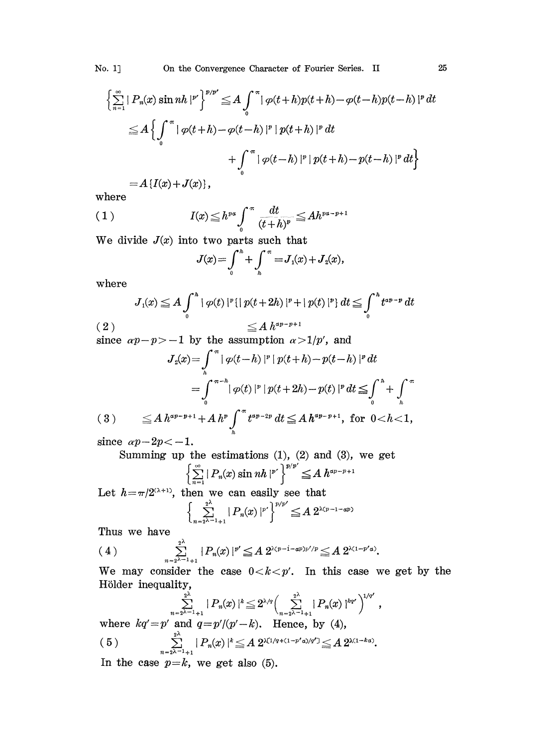$$\left\{\sum_{n=1}^{\infty}|P_n(x)\sin nh|^{p'}\right\}^{p/p'} \leqq A\int_0^{\pi}|\varphi(t+h)p(t+h)-\varphi(t-h)p(t-h)|^p\,dt$$

$$\leqq A\left\{\int_0^{\pi}|\varphi(t+h)-\varphi(t-h)|^p\,|p(t+h)|^p\,dt\right.$$

$$\left.+\int_0^{\pi}|\varphi(t-h)|^p\,|p(t+h)-p(t-h)|^p\,dt\right\}$$

$$=A\{I(x)+J(x)\},$$

where

$$I(x)\leqq h^{p\alpha}\int_0^{\pi}\frac{dt}{(t+h)^p}\leqq Ah^{p\alpha-p+1} \tag{1}$$

We divide $J(x)$ into two parts such that

$$J(x)=\int_0^h+\int_h^{\pi}=J_1(x)+J_2(x),$$

where

$$J_1(x)\leqq A\int_0^h|\varphi(t)|^p\{|p(t+2h)|^p+|p(t)|^p\}\,dt\leqq\int_0^h t^{\alpha p-p}\,dt$$

$$\leqq A\,h^{\alpha p-p+1} \tag{2}$$

since $\alpha p-p>-1$ by the assumption $\alpha>1/p'$, and

$$J_2(x)=\int_h^{\pi}|\varphi(t-h)|^p\,|p(t+h)-p(t-h)|^p\,dt$$

$$=\int_0^{\pi-h}|\varphi(t)|^p\,|p(t+2h)-p(t)|^p\,dt\leqq\int_0^h+\int_h^{\pi}$$

$$\leqq A\,h^{\alpha p-p+1}+A\,h^p\int_h^{\pi}t^{\alpha p-2p}\,dt\leqq A\,h^{\alpha p-p+1},\text{ for }0<h<1, \tag{3}$$

since $\alpha p-2p<-1$.

Summing up the estimations (1), (2) and (3), we get

$$\left\{\sum_{n=1}^{\infty}|P_n(x)\sin nh|^{p'}\right\}^{p/p'}\leqq A\,h^{\alpha p-p+1}$$

Let $h=\pi/2^{(\lambda+1)}$, then we can easily see that

$$\left\{\sum_{n=2^{\lambda-1}+1}^{2^\lambda}|P_n(x)|^{p'}\right\}^{p/p'}\leqq A\,2^{\lambda(p-1-\alpha p)}$$

Thus we have

$$\sum_{n=2^{\lambda-1}+1}^{2^\lambda}|P_n(x)|^{p'}\leqq A\,2^{\lambda(p-1-\alpha p)p'/p}\leqq A\,2^{\lambda(1-p'\alpha)}. \tag{4}$$

We may consider the case $0<k<p'$. In this case we get by the Hölder inequality,

$$\sum_{n=2^{\lambda-1}+1}^{2^\lambda}|P_n(x)|^k\leqq 2^{\lambda/q}\left(\sum_{n=2^{\lambda-1}+1}^{2^\lambda}|P_n(x)|^{kq'}\right)^{1/q'},$$

where $kq'=p'$ and $q=p'/(p'-k)$. Hence, by (4),

$$\sum_{n=2^{\lambda-1}+1}^{2^\lambda}|P_n(x)|^k\leqq A\,2^{\lambda[1/q+(1-p'\alpha)/q']}\leqq A\,2^{\lambda(1-k\alpha)}. \tag{5}$$

In the case $p=k$, we get also (5).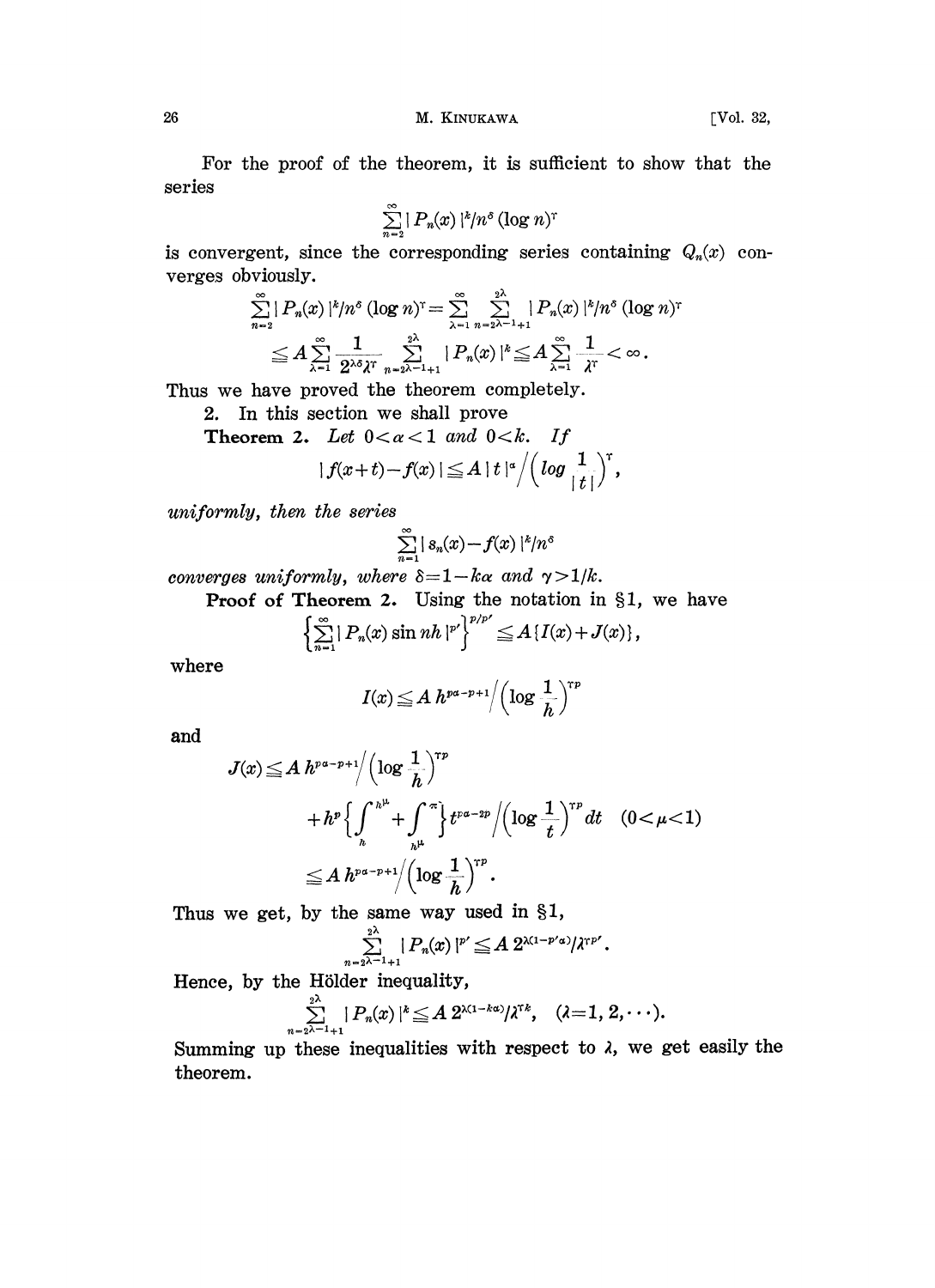For the proof of the theorem, it is sufficient to show that the series

$$\sum_{n=2}^{\infty} |P_n(x)|^k/n^\delta (\log n)^\gamma$$

is convergent, since the corresponding series containing $Q_n(x)$ converges obviously.

$$\sum_{n=2}^{\infty} |P_n(x)|^k/n^\delta (\log n)^\gamma = \sum_{\lambda=1}^{\infty} \sum_{n=2^{\lambda-1}+1}^{2^\lambda} |P_n(x)|^k/n^\delta (\log n)^\gamma$$

$$\leqq A \sum_{\lambda=1}^{\infty} \frac{1}{2^{\lambda\delta}\lambda^\gamma} \sum_{n=2^{\lambda-1}+1}^{2^\lambda} |P_n(x)|^k \leqq A \sum_{\lambda=1}^{\infty} \frac{1}{\lambda^\gamma} < \infty.$$

Thus we have proved the theorem completely.

2. In this section we shall prove

**Theorem 2.** *Let $0<\alpha<1$ and $0<k$. If*

$$|f(x+t)-f(x)| \leqq A|t|^\alpha \Big/ \left(\log \frac{1}{|t|}\right)^\gamma,$$

*uniformly, then the series*

$$\sum_{n=1}^{\infty} |s_n(x)-f(x)|^k/n^\delta$$

*converges uniformly, where $\delta=1-k\alpha$ and $\gamma>1/k$.*

**Proof of Theorem 2.** Using the notation in §1, we have

$$\left\{\sum_{n=1}^{\infty} |P_n(x)\sin nh|^{p'}\right\}^{p/p'} \leqq A\{I(x)+J(x)\},$$

where

$$I(x) \leqq A\, h^{p\alpha-p+1} \Big/ \left(\log \frac{1}{h}\right)^{\gamma p}$$

and

$$J(x) \leqq A\, h^{p\alpha-p+1} \Big/ \left(\log \frac{1}{h}\right)^{\gamma p} + h^p \left\{\int_h^{h^\mu} + \int_{h^\mu}^{\pi}\right\} t^{p\alpha-2p} \Big/ \left(\log \frac{1}{t}\right)^{\gamma p} dt \quad (0<\mu<1)$$

$$\leqq A\, h^{p\alpha-p+1} \Big/ \left(\log \frac{1}{h}\right)^{\gamma p}.$$

Thus we get, by the same way used in §1,

$$\sum_{n=2^{\lambda-1}+1}^{2^\lambda} |P_n(x)|^{p'} \leqq A\, 2^{\lambda(1-p'\alpha)}/\lambda^{\gamma p'}.$$

Hence, by the Hölder inequality,

$$\sum_{n=2^{\lambda-1}+1}^{2^\lambda} |P_n(x)|^k \leqq A\, 2^{\lambda(1-k\alpha)}/\lambda^{\gamma k}, \quad (\lambda=1,2,\cdots).$$

Summing up these inequalities with respect to $\lambda$, we get easily the theorem.